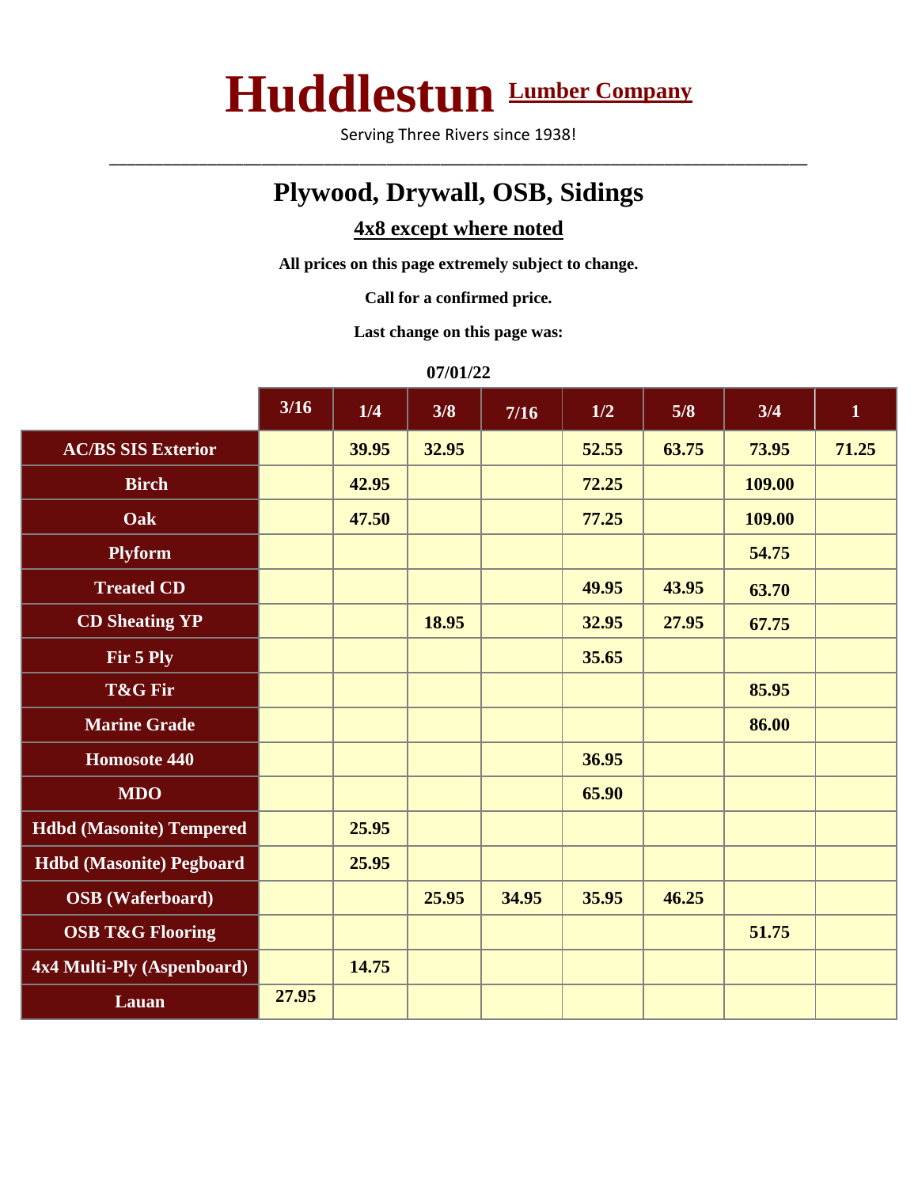# Huddlestun Lumber Company

Serving Three Rivers since 1938!

---

## Plywood, Drywall, OSB, Sidings

**4x8 except where noted**

**All prices on this page extremely subject to change.**

**Call for a confirmed price.**

**Last change on this page was:**

**07/01/22**

| | 3/16 | 1/4 | 3/8 | 7/16 | 1/2 | 5/8 | 3/4 | 1 |
|---|---|---|---|---|---|---|---|---|
| **AC/BS SIS Exterior** | | 39.95 | 32.95 | | 52.55 | 63.75 | 73.95 | 71.25 |
| **Birch** | | 42.95 | | | 72.25 | | 109.00 | |
| **Oak** | | 47.50 | | | 77.25 | | 109.00 | |
| **Plyform** | | | | | | | 54.75 | |
| **Treated CD** | | | | | 49.95 | 43.95 | 63.70 | |
| **CD Sheating YP** | | | 18.95 | | 32.95 | 27.95 | 67.75 | |
| **Fir 5 Ply** | | | | | 35.65 | | | |
| **T&G Fir** | | | | | | | 85.95 | |
| **Marine Grade** | | | | | | | 86.00 | |
| **Homosote 440** | | | | | 36.95 | | | |
| **MDO** | | | | | 65.90 | | | |
| **Hdbd (Masonite) Tempered** | | 25.95 | | | | | | |
| **Hdbd (Masonite) Pegboard** | | 25.95 | | | | | | |
| **OSB (Waferboard)** | | | 25.95 | 34.95 | 35.95 | 46.25 | | |
| **OSB T&G Flooring** | | | | | | | 51.75 | |
| **4x4 Multi-Ply (Aspenboard)** | | 14.75 | | | | | | |
| **Lauan** | 27.95 | | | | | | | |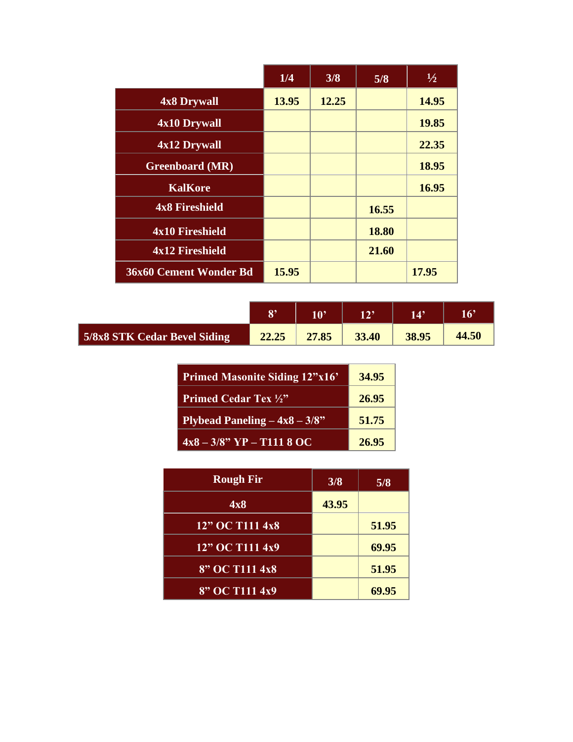| | 1/4 | 3/8 | 5/8 | ½ |
|---|---|---|---|---|
| **4x8 Drywall** | 13.95 | 12.25 | | 14.95 |
| **4x10 Drywall** | | | | 19.85 |
| **4x12 Drywall** | | | | 22.35 |
| **Greenboard (MR)** | | | | 18.95 |
| **KalKore** | | | | 16.95 |
| **4x8 Fireshield** | | | 16.55 | |
| **4x10 Fireshield** | | | 18.80 | |
| **4x12 Fireshield** | | | 21.60 | |
| **36x60 Cement Wonder Bd** | 15.95 | | | 17.95 |

| | 8' | 10' | 12' | 14' | 16' |
|---|---|---|---|---|---|
| **5/8x8 STK Cedar Bevel Siding** | 22.25 | 27.85 | 33.40 | 38.95 | 44.50 |

| | |
|---|---|
| **Primed Masonite Siding 12"x16'** | 34.95 |
| **Primed Cedar Tex ½"** | 26.95 |
| **Plybead Paneling – 4x8 – 3/8"** | 51.75 |
| **4x8 – 3/8" YP – T111 8 OC** | 26.95 |

| Rough Fir | 3/8 | 5/8 |
|---|---|---|
| **4x8** | 43.95 | |
| **12" OC T111 4x8** | | 51.95 |
| **12" OC T111 4x9** | | 69.95 |
| **8" OC T111 4x8** | | 51.95 |
| **8" OC T111 4x9** | | 69.95 |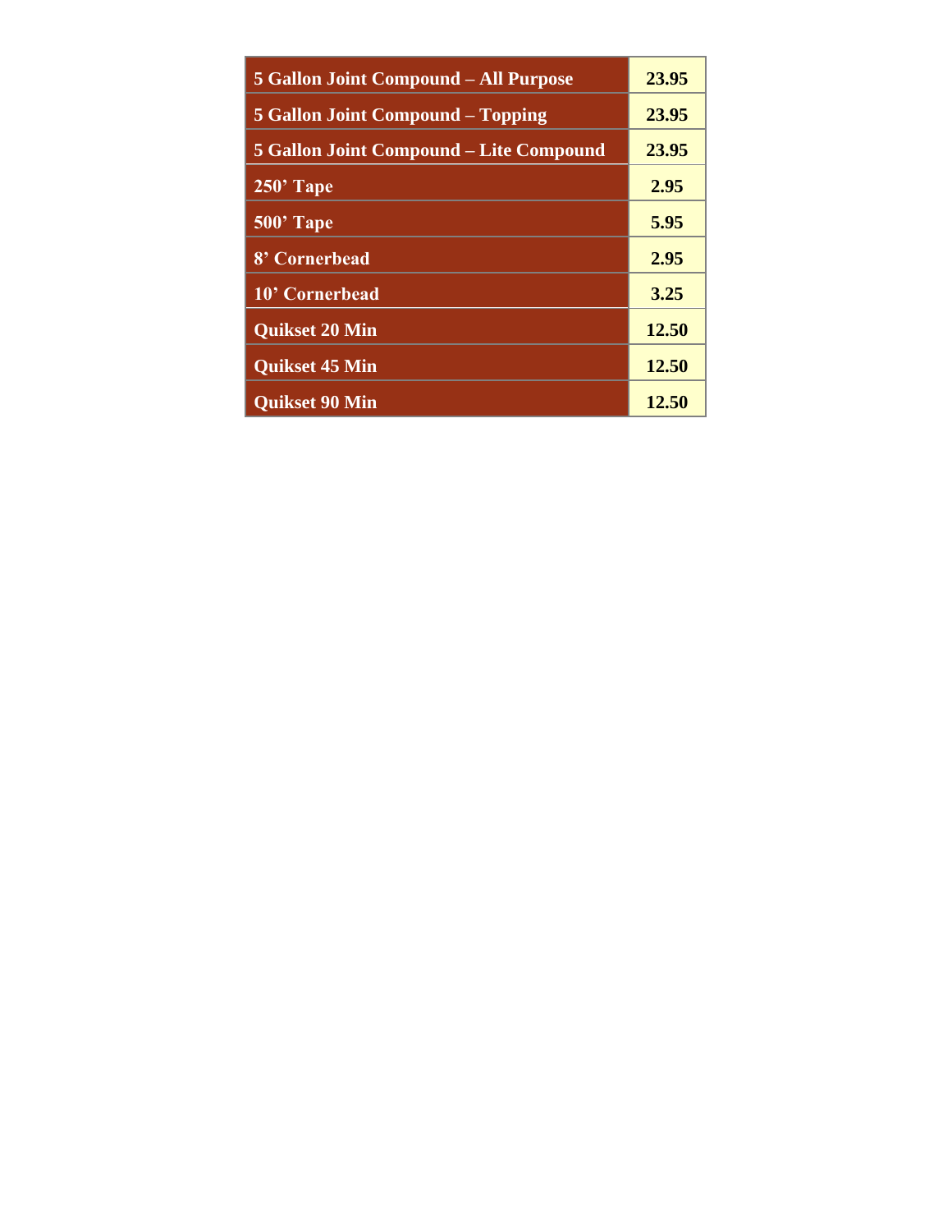| | |
|---|---|
| **5 Gallon Joint Compound – All Purpose** | **23.95** |
| **5 Gallon Joint Compound – Topping** | **23.95** |
| **5 Gallon Joint Compound – Lite Compound** | **23.95** |
| **250’ Tape** | **2.95** |
| **500’ Tape** | **5.95** |
| **8’ Cornerbead** | **2.95** |
| **10’ Cornerbead** | **3.25** |
| **Quikset 20 Min** | **12.50** |
| **Quikset 45 Min** | **12.50** |
| **Quikset 90 Min** | **12.50** |